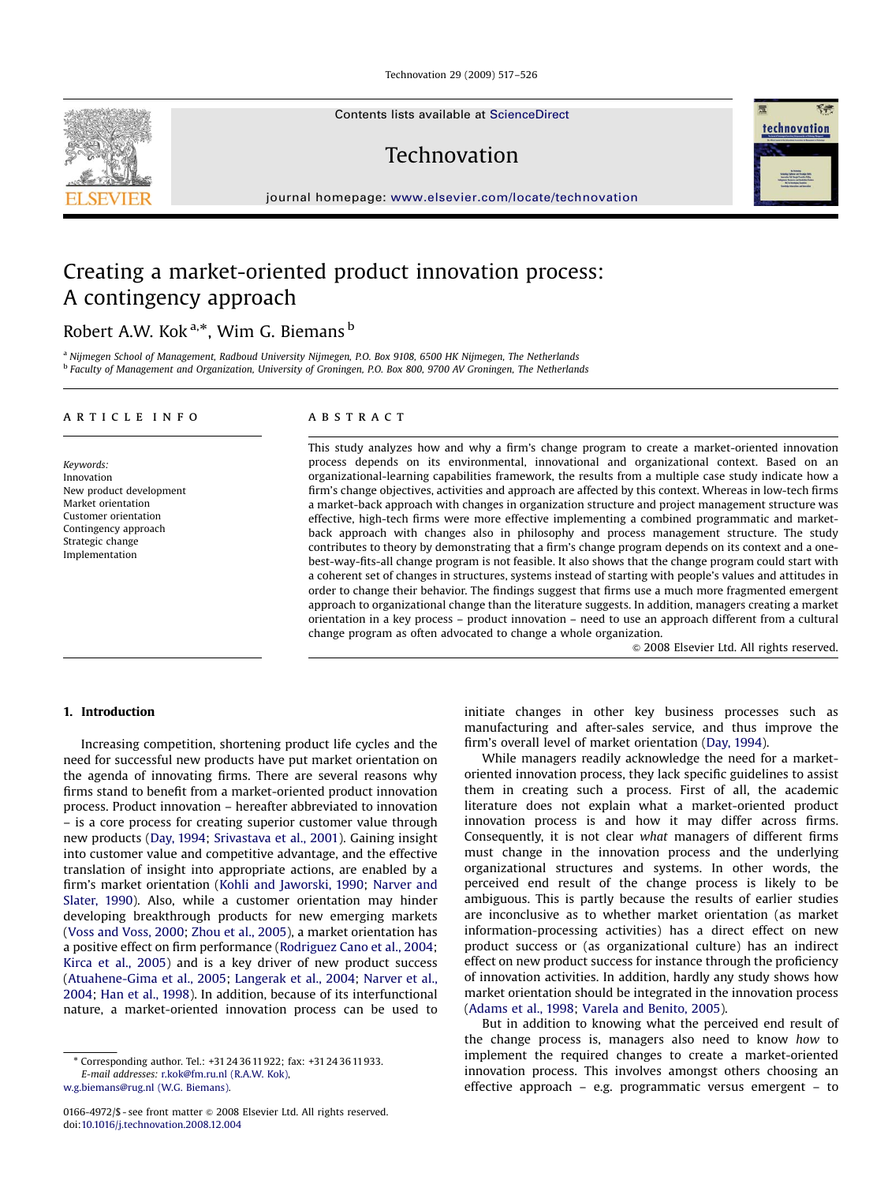# Creating a market-oriented product innovation process: A contingency approach

Robert A.W. Kok [a,*], Wim G. Biemans [b]

[a] Nijmegen School of Management, Radboud University Nijmegen, P.O. Box 9108, 6500 HK Nijmegen, The Netherlands
[b] Faculty of Management and Organization, University of Groningen, P.O. Box 800, 9700 AV Groningen, The Netherlands

## ARTICLE INFO

*Keywords:*
Innovation
New product development
Market orientation
Customer orientation
Contingency approach
Strategic change
Implementation

## ABSTRACT

This study analyzes how and why a firm's change program to create a market-oriented innovation process depends on its environmental, innovational and organizational context. Based on an organizational-learning capabilities framework, the results from a multiple case study indicate how a firm's change objectives, activities and approach are affected by this context. Whereas in low-tech firms a market-back approach with changes in organization structure and project management structure was effective, high-tech firms were more effective implementing a combined programmatic and market-back approach with changes also in philosophy and process management structure. The study contributes to theory by demonstrating that a firm's change program depends on its context and a one-best-way-fits-all change program is not feasible. It also shows that the change program could start with a coherent set of changes in structures, systems instead of starting with people's values and attitudes in order to change their behavior. The findings suggest that firms use a much more fragmented emergent approach to organizational change than the literature suggests. In addition, managers creating a market orientation in a key process – product innovation – need to use an approach different from a cultural change program as often advocated to change a whole organization.

© 2008 Elsevier Ltd. All rights reserved.

## 1. Introduction

Increasing competition, shortening product life cycles and the need for successful new products have put market orientation on the agenda of innovating firms. There are several reasons why firms stand to benefit from a market-oriented product innovation process. Product innovation – hereafter abbreviated to innovation – is a core process for creating superior customer value through new products (Day, 1994; Srivastava et al., 2001). Gaining insight into customer value and competitive advantage, and the effective translation of insight into appropriate actions, are enabled by a firm's market orientation (Kohli and Jaworski, 1990; Narver and Slater, 1990). Also, while a customer orientation may hinder developing breakthrough products for new emerging markets (Voss and Voss, 2000; Zhou et al., 2005), a market orientation has a positive effect on firm performance (Rodriguez Cano et al., 2004; Kirca et al., 2005) and is a key driver of new product success (Atuahene-Gima et al., 2005; Langerak et al., 2004; Narver et al., 2004; Han et al., 1998). In addition, because of its interfunctional nature, a market-oriented innovation process can be used to initiate changes in other key business processes such as manufacturing and after-sales service, and thus improve the firm's overall level of market orientation (Day, 1994).

While managers readily acknowledge the need for a market-oriented innovation process, they lack specific guidelines to assist them in creating such a process. First of all, the academic literature does not explain what a market-oriented product innovation process is and how it may differ across firms. Consequently, it is not clear *what* managers of different firms must change in the innovation process and the underlying organizational structures and systems. In other words, the perceived end result of the change process is likely to be ambiguous. This is partly because the results of earlier studies are inconclusive as to whether market orientation (as market information-processing activities) has a direct effect on new product success or (as organizational culture) has an indirect effect on new product success for instance through the proficiency of innovation activities. In addition, hardly any study shows how market orientation should be integrated in the innovation process (Adams et al., 1998; Varela and Benito, 2005).

But in addition to knowing what the perceived end result of the change process is, managers also need to know *how* to implement the required changes to create a market-oriented innovation process. This involves amongst others choosing an effective approach – e.g. programmatic versus emergent – to

* Corresponding author. Tel.: +31 24 36 11 922; fax: +31 24 36 11 933.
*E-mail addresses:* r.kok@fm.ru.nl (R.A.W. Kok), w.g.biemans@rug.nl (W.G. Biemans).

0166-4972/$ - see front matter © 2008 Elsevier Ltd. All rights reserved.
doi:10.1016/j.technovation.2008.12.004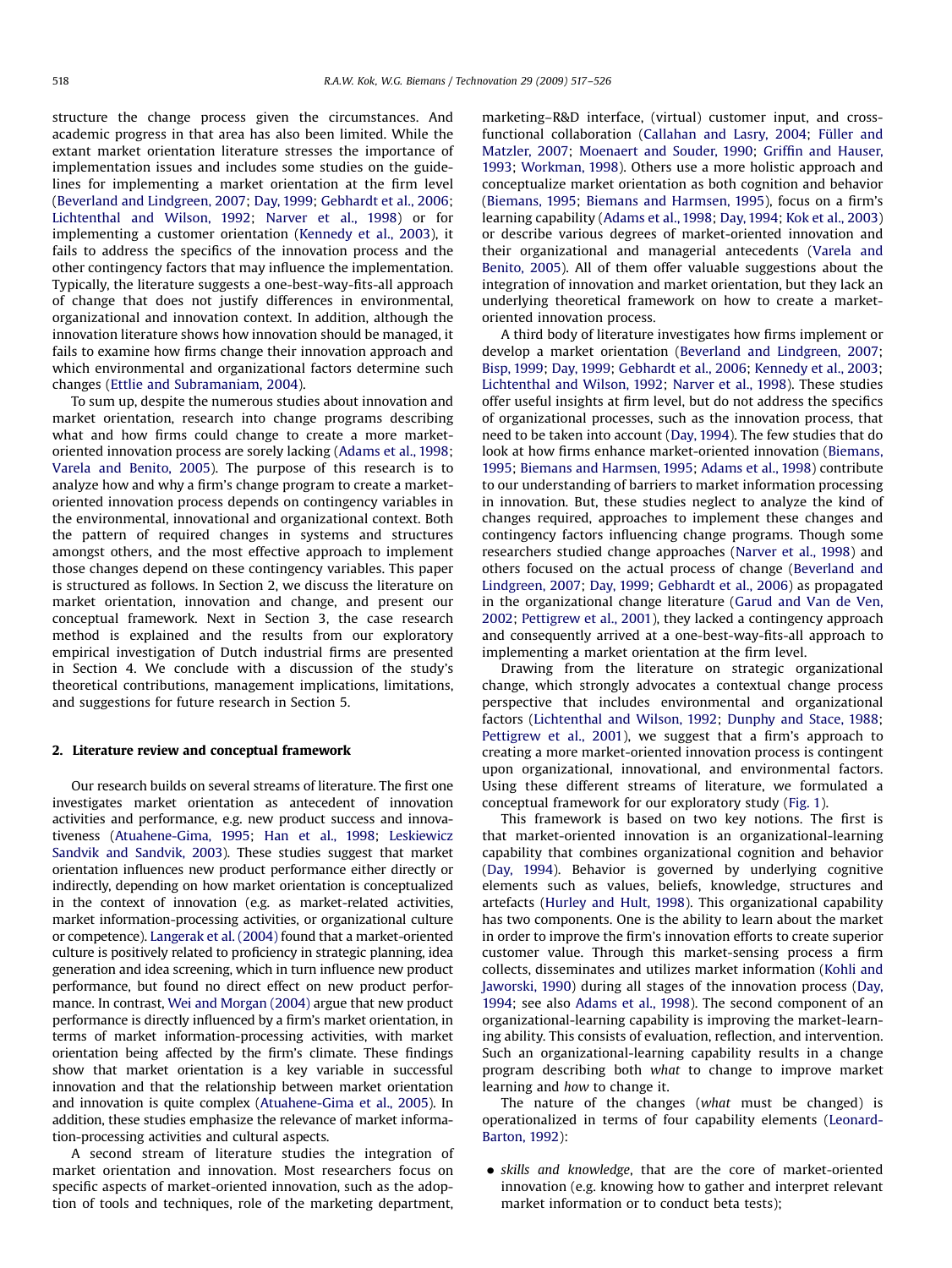structure the change process given the circumstances. And academic progress in that area has also been limited. While the extant market orientation literature stresses the importance of implementation issues and includes some studies on the guidelines for implementing a market orientation at the firm level (Beverland and Lindgreen, 2007; Day, 1999; Gebhardt et al., 2006; Lichtenthal and Wilson, 1992; Narver et al., 1998) or for implementing a customer orientation (Kennedy et al., 2003), it fails to address the specifics of the innovation process and the other contingency factors that may influence the implementation. Typically, the literature suggests a one-best-way-fits-all approach of change that does not justify differences in environmental, organizational and innovation context. In addition, although the innovation literature shows how innovation should be managed, it fails to examine how firms change their innovation approach and which environmental and organizational factors determine such changes (Ettlie and Subramaniam, 2004).

To sum up, despite the numerous studies about innovation and market orientation, research into change programs describing what and how firms could change to create a more market-oriented innovation process are sorely lacking (Adams et al., 1998; Varela and Benito, 2005). The purpose of this research is to analyze how and why a firm's change program to create a market-oriented innovation process depends on contingency variables in the environmental, innovational and organizational context. Both the pattern of required changes in systems and structures amongst others, and the most effective approach to implement those changes depend on these contingency variables. This paper is structured as follows. In Section 2, we discuss the literature on market orientation, innovation and change, and present our conceptual framework. Next in Section 3, the case research method is explained and the results from our exploratory empirical investigation of Dutch industrial firms are presented in Section 4. We conclude with a discussion of the study's theoretical contributions, management implications, limitations, and suggestions for future research in Section 5.

## 2. Literature review and conceptual framework

Our research builds on several streams of literature. The first one investigates market orientation as antecedent of innovation activities and performance, e.g. new product success and innovativeness (Atuahene-Gima, 1995; Han et al., 1998; Leskiewicz Sandvik and Sandvik, 2003). These studies suggest that market orientation influences new product performance either directly or indirectly, depending on how market orientation is conceptualized in the context of innovation (e.g. as market-related activities, market information-processing activities, or organizational culture or competence). Langerak et al. (2004) found that a market-oriented culture is positively related to proficiency in strategic planning, idea generation and idea screening, which in turn influence new product performance, but found no direct effect on new product performance. In contrast, Wei and Morgan (2004) argue that new product performance is directly influenced by a firm's market orientation, in terms of market information-processing activities, with market orientation being affected by the firm's climate. These findings show that market orientation is a key variable in successful innovation and that the relationship between market orientation and innovation is quite complex (Atuahene-Gima et al., 2005). In addition, these studies emphasize the relevance of market information-processing activities and cultural aspects.

A second stream of literature studies the integration of market orientation and innovation. Most researchers focus on specific aspects of market-oriented innovation, such as the adoption of tools and techniques, role of the marketing department, marketing–R&D interface, (virtual) customer input, and cross-functional collaboration (Callahan and Lasry, 2004; Füller and Matzler, 2007; Moenaert and Souder, 1990; Griffin and Hauser, 1993; Workman, 1998). Others use a more holistic approach and conceptualize market orientation as both cognition and behavior (Biemans, 1995; Biemans and Harmsen, 1995), focus on a firm's learning capability (Adams et al., 1998; Day, 1994; Kok et al., 2003) or describe various degrees of market-oriented innovation and their organizational and managerial antecedents (Varela and Benito, 2005). All of them offer valuable suggestions about the integration of innovation and market orientation, but they lack an underlying theoretical framework on how to create a market-oriented innovation process.

A third body of literature investigates how firms implement or develop a market orientation (Beverland and Lindgreen, 2007; Bisp, 1999; Day, 1999; Gebhardt et al., 2006; Kennedy et al., 2003; Lichtenthal and Wilson, 1992; Narver et al., 1998). These studies offer useful insights at firm level, but do not address the specifics of organizational processes, such as the innovation process, that need to be taken into account (Day, 1994). The few studies that do look at how firms enhance market-oriented innovation (Biemans, 1995; Biemans and Harmsen, 1995; Adams et al., 1998) contribute to our understanding of barriers to market information processing in innovation. But, these studies neglect to analyze the kind of changes required, approaches to implement these changes and contingency factors influencing change programs. Though some researchers studied change approaches (Narver et al., 1998) and others focused on the actual process of change (Beverland and Lindgreen, 2007; Day, 1999; Gebhardt et al., 2006) as propagated in the organizational change literature (Garud and Van de Ven, 2002; Pettigrew et al., 2001), they lacked a contingency approach and consequently arrived at a one-best-way-fits-all approach to implementing a market orientation at the firm level.

Drawing from the literature on strategic organizational change, which strongly advocates a contextual change process perspective that includes environmental and organizational factors (Lichtenthal and Wilson, 1992; Dunphy and Stace, 1988; Pettigrew et al., 2001), we suggest that a firm's approach to creating a more market-oriented innovation process is contingent upon organizational, innovational, and environmental factors. Using these different streams of literature, we formulated a conceptual framework for our exploratory study (Fig. 1).

This framework is based on two key notions. The first is that market-oriented innovation is an organizational-learning capability that combines organizational cognition and behavior (Day, 1994). Behavior is governed by underlying cognitive elements such as values, beliefs, knowledge, structures and artefacts (Hurley and Hult, 1998). This organizational capability has two components. One is the ability to learn about the market in order to improve the firm's innovation efforts to create superior customer value. Through this market-sensing process a firm collects, disseminates and utilizes market information (Kohli and Jaworski, 1990) during all stages of the innovation process (Day, 1994; see also Adams et al., 1998). The second component of an organizational-learning capability is improving the market-learning ability. This consists of evaluation, reflection, and intervention. Such an organizational-learning capability results in a change program describing both *what* to change to improve market learning and *how* to change it.

The nature of the changes (*what* must be changed) is operationalized in terms of four capability elements (Leonard-Barton, 1992):

- *skills and knowledge*, that are the core of market-oriented innovation (e.g. knowing how to gather and interpret relevant market information or to conduct beta tests);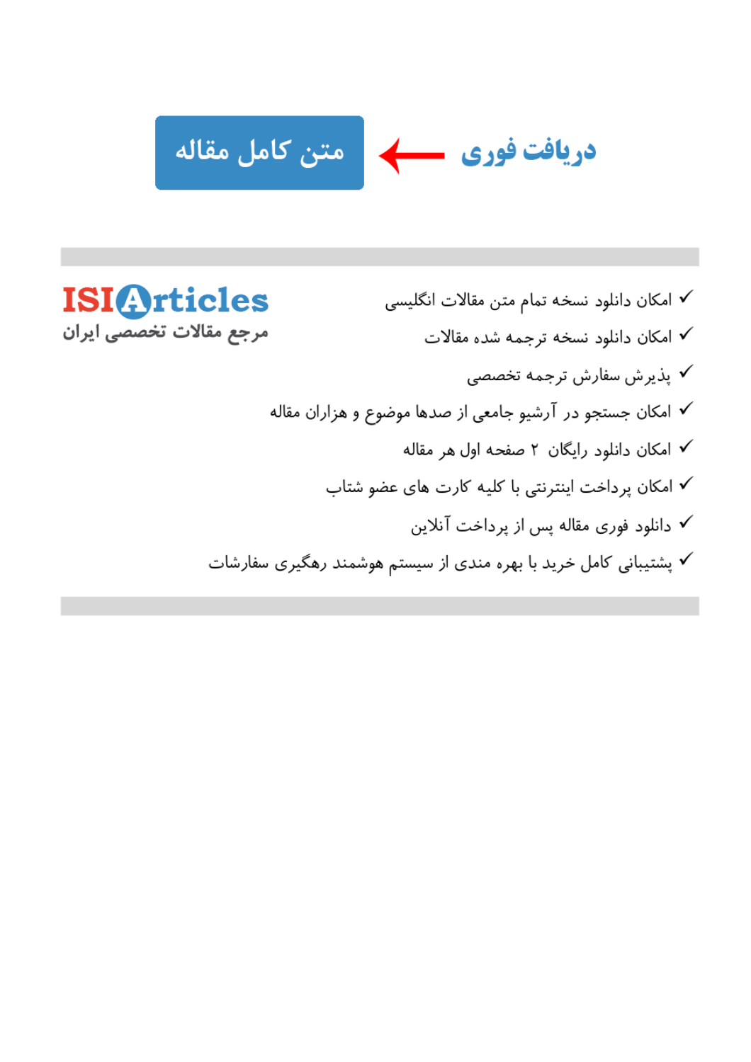دریافت فوری ← متن کامل مقاله

**ISIArticles**
مرجع مقالات تخصصی ایران

- ✓ امکان دانلود نسخه تمام متن مقالات انگلیسی
- ✓ امکان دانلود نسخه ترجمه شده مقالات
- ✓ پذیرش سفارش ترجمه تخصصی
- ✓ امکان جستجو در آرشیو جامعی از صدها موضوع و هزاران مقاله
- ✓ امکان دانلود رایگان ۲ صفحه اول هر مقاله
- ✓ امکان پرداخت اینترنتی با کلیه کارت های عضو شتاب
- ✓ دانلود فوری مقاله پس از پرداخت آنلاین
- ✓ پشتیبانی کامل خرید با بهره مندی از سیستم هوشمند رهگیری سفارشات